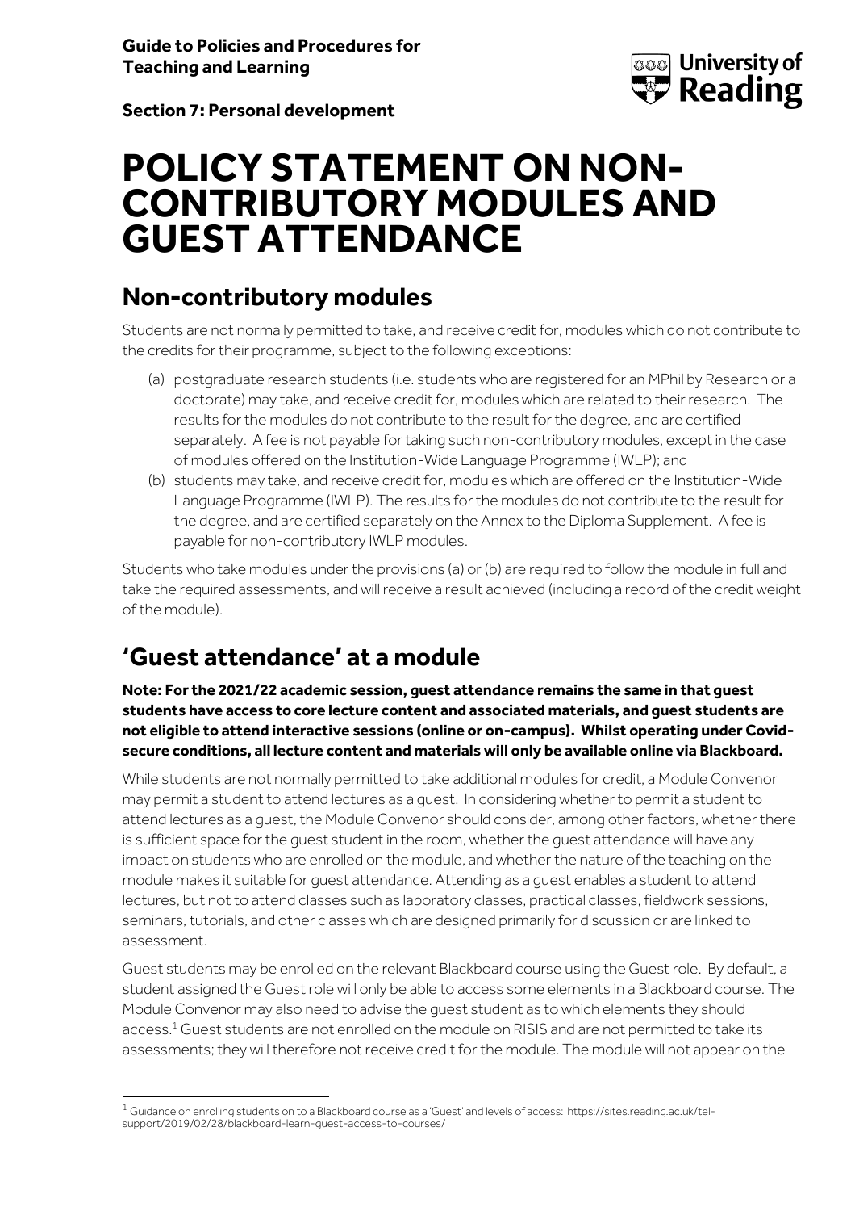**Guide to Policies and Procedures for Teaching and Learning**

**Section 7: Personal development**

# POLICY STATEMENT ON NON-CONTRIBUTORY MODULES AND GUEST ATTENDANCE

## Non-contributory modules

Students are not normally permitted to take, and receive credit for, modules which do not contribute to the credits for their programme, subject to the following exceptions:

(a) postgraduate research students (i.e. students who are registered for an MPhil by Research or a doctorate) may take, and receive credit for, modules which are related to their research. The results for the modules do not contribute to the result for the degree, and are certified separately. A fee is not payable for taking such non-contributory modules, except in the case of modules offered on the Institution-Wide Language Programme (IWLP); and

(b) students may take, and receive credit for, modules which are offered on the Institution-Wide Language Programme (IWLP). The results for the modules do not contribute to the result for the degree, and are certified separately on the Annex to the Diploma Supplement. A fee is payable for non-contributory IWLP modules.

Students who take modules under the provisions (a) or (b) are required to follow the module in full and take the required assessments, and will receive a result achieved (including a record of the credit weight of the module).

## 'Guest attendance' at a module

**Note: For the 2021/22 academic session, guest attendance remains the same in that guest students have access to core lecture content and associated materials, and guest students are not eligible to attend interactive sessions (online or on-campus). Whilst operating under Covid-secure conditions, all lecture content and materials will only be available online via Blackboard.**

While students are not normally permitted to take additional modules for credit, a Module Convenor may permit a student to attend lectures as a guest. In considering whether to permit a student to attend lectures as a guest, the Module Convenor should consider, among other factors, whether there is sufficient space for the guest student in the room, whether the guest attendance will have any impact on students who are enrolled on the module, and whether the nature of the teaching on the module makes it suitable for guest attendance. Attending as a guest enables a student to attend lectures, but not to attend classes such as laboratory classes, practical classes, fieldwork sessions, seminars, tutorials, and other classes which are designed primarily for discussion or are linked to assessment.

Guest students may be enrolled on the relevant Blackboard course using the Guest role. By default, a student assigned the Guest role will only be able to access some elements in a Blackboard course. The Module Convenor may also need to advise the guest student as to which elements they should access.[1] Guest students are not enrolled on the module on RISIS and are not permitted to take its assessments; they will therefore not receive credit for the module. The module will not appear on the

[1] Guidance on enrolling students on to a Blackboard course as a 'Guest' and levels of access: https://sites.reading.ac.uk/tel-support/2019/02/28/blackboard-learn-guest-access-to-courses/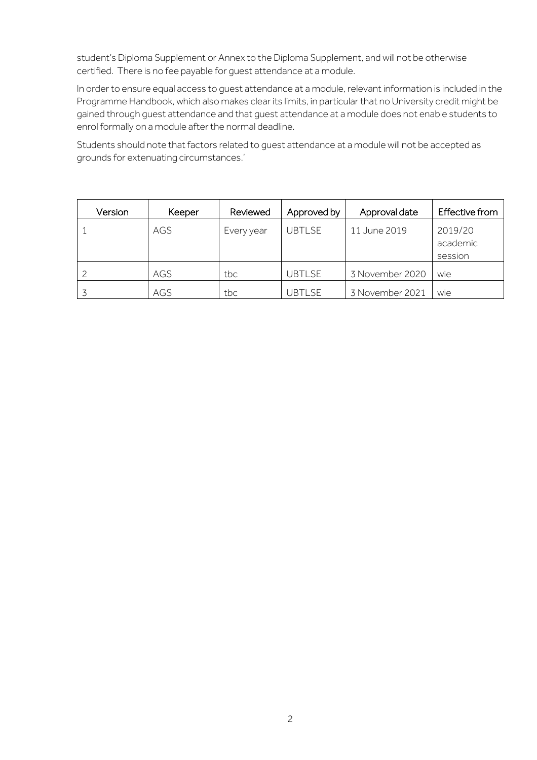student's Diploma Supplement or Annex to the Diploma Supplement, and will not be otherwise certified. There is no fee payable for guest attendance at a module.

In order to ensure equal access to guest attendance at a module, relevant information is included in the Programme Handbook, which also makes clear its limits, in particular that no University credit might be gained through guest attendance and that guest attendance at a module does not enable students to enrol formally on a module after the normal deadline.

Students should note that factors related to guest attendance at a module will not be accepted as grounds for extenuating circumstances.'

| Version | Keeper | Reviewed | Approved by | Approval date | Effective from |
|---|---|---|---|---|---|
| 1 | AGS | Every year | UBTLSE | 11 June 2019 | 2019/20 academic session |
| 2 | AGS | tbc | UBTLSE | 3 November 2020 | wie |
| 3 | AGS | tbc | UBTLSE | 3 November 2021 | wie |